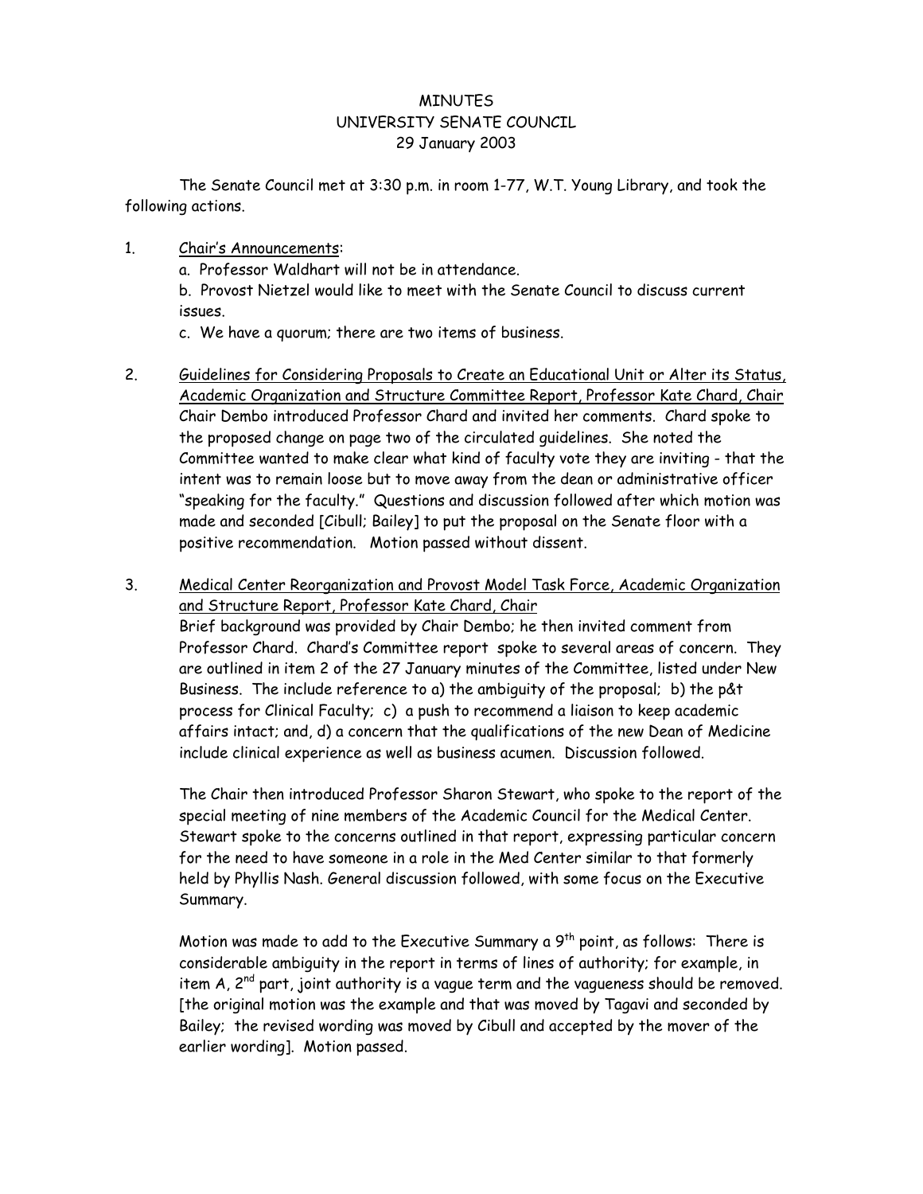# MINUTES
## UNIVERSITY SENATE COUNCIL
### 29 January 2003

The Senate Council met at 3:30 p.m. in room 1-77, W.T. Young Library, and took the following actions.

1. <u>Chair's Announcements</u>:

   a. Professor Waldhart will not be in attendance.

   b. Provost Nietzel would like to meet with the Senate Council to discuss current issues.

   c. We have a quorum; there are two items of business.

2. <u>Guidelines for Considering Proposals to Create an Educational Unit or Alter its Status, Academic Organization and Structure Committee Report, Professor Kate Chard, Chair</u>
   Chair Dembo introduced Professor Chard and invited her comments. Chard spoke to the proposed change on page two of the circulated guidelines. She noted the Committee wanted to make clear what kind of faculty vote they are inviting - that the intent was to remain loose but to move away from the dean or administrative officer "speaking for the faculty." Questions and discussion followed after which motion was made and seconded [Cibull; Bailey] to put the proposal on the Senate floor with a positive recommendation. Motion passed without dissent.

3. <u>Medical Center Reorganization and Provost Model Task Force, Academic Organization and Structure Report, Professor Kate Chard, Chair</u>
   Brief background was provided by Chair Dembo; he then invited comment from Professor Chard. Chard's Committee report spoke to several areas of concern. They are outlined in item 2 of the 27 January minutes of the Committee, listed under New Business. The include reference to a) the ambiguity of the proposal; b) the p&t process for Clinical Faculty; c) a push to recommend a liaison to keep academic affairs intact; and, d) a concern that the qualifications of the new Dean of Medicine include clinical experience as well as business acumen. Discussion followed.

   The Chair then introduced Professor Sharon Stewart, who spoke to the report of the special meeting of nine members of the Academic Council for the Medical Center. Stewart spoke to the concerns outlined in that report, expressing particular concern for the need to have someone in a role in the Med Center similar to that formerly held by Phyllis Nash. General discussion followed, with some focus on the Executive Summary.

   Motion was made to add to the Executive Summary a 9th point, as follows: There is considerable ambiguity in the report in terms of lines of authority; for example, in item A, 2nd part, joint authority is a vague term and the vagueness should be removed. [the original motion was the example and that was moved by Tagavi and seconded by Bailey; the revised wording was moved by Cibull and accepted by the mover of the earlier wording]. Motion passed.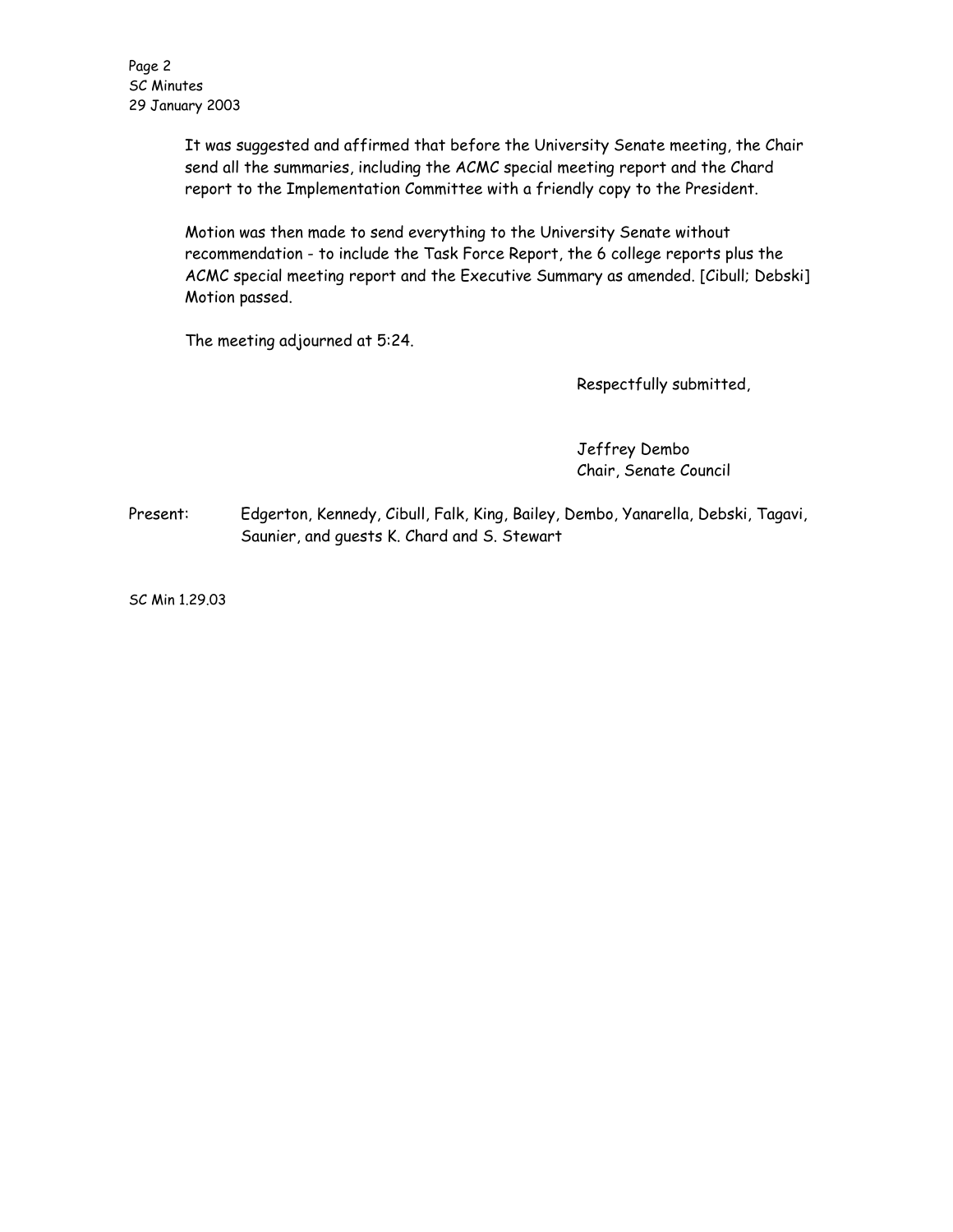It was suggested and affirmed that before the University Senate meeting, the Chair send all the summaries, including the ACMC special meeting report and the Chard report to the Implementation Committee with a friendly copy to the President.

Motion was then made to send everything to the University Senate without recommendation - to include the Task Force Report, the 6 college reports plus the ACMC special meeting report and the Executive Summary as amended. [Cibull; Debski] Motion passed.

The meeting adjourned at 5:24.

Respectfully submitted,

Jeffrey Dembo  
Chair, Senate Council

Present: Edgerton, Kennedy, Cibull, Falk, King, Bailey, Dembo, Yanarella, Debski, Tagavi, Saunier, and guests K. Chard and S. Stewart

SC Min 1.29.03